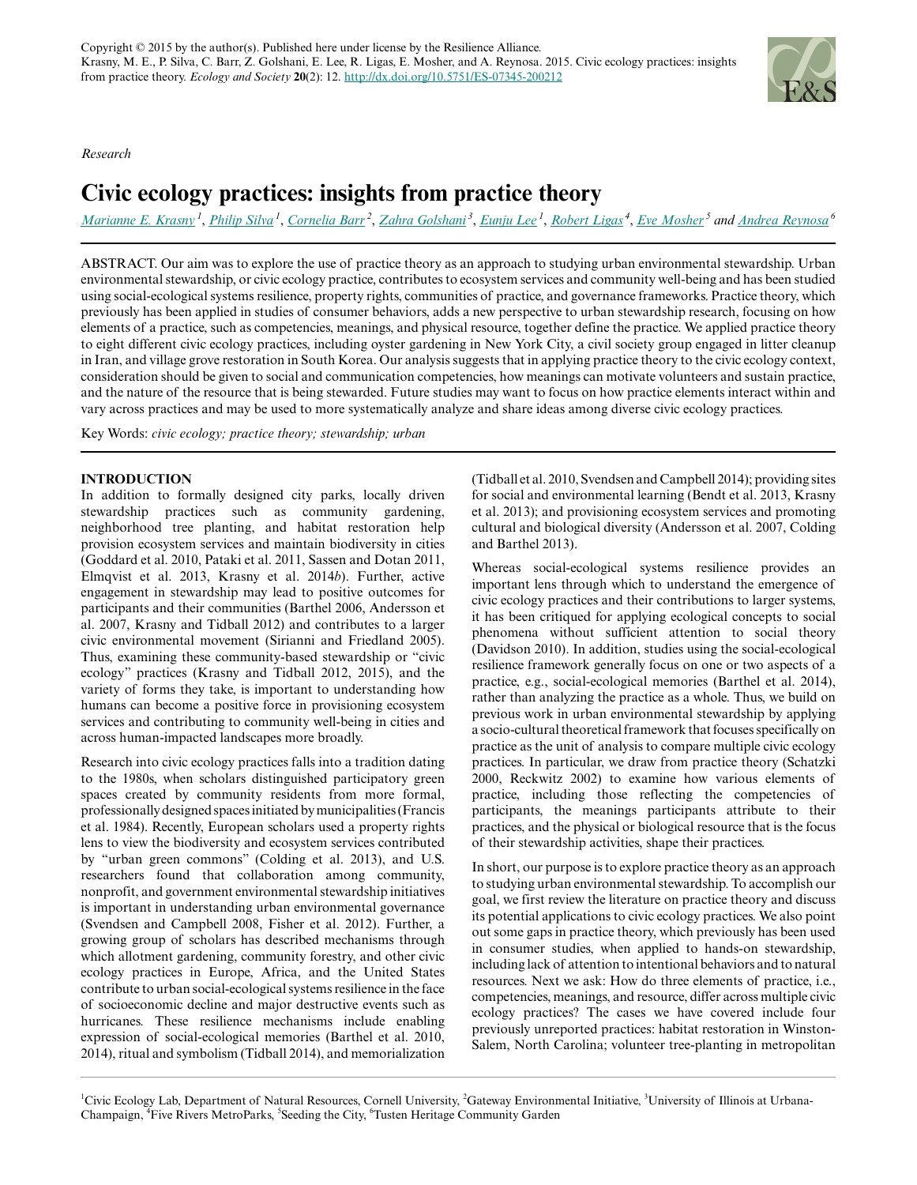Copyright © 2015 by the author(s). Published here under license by the Resilience Alliance.
Krasny, M. E., P. Silva, C. Barr, Z. Golshani, E. Lee, R. Ligas, E. Mosher, and A. Reynosa. 2015. Civic ecology practices: insights from practice theory. *Ecology and Society* 20(2): 12. http://dx.doi.org/10.5751/ES-07345-200212

*Research*

# Civic ecology practices: insights from practice theory

Marianne E. Krasny [1], Philip Silva [1], Cornelia Barr [2], Zahra Golshani [3], Eunju Lee [1], Robert Ligas [4], Eve Mosher [5] and Andrea Reynosa [6]

ABSTRACT. Our aim was to explore the use of practice theory as an approach to studying urban environmental stewardship. Urban environmental stewardship, or civic ecology practice, contributes to ecosystem services and community well-being and has been studied using social-ecological systems resilience, property rights, communities of practice, and governance frameworks. Practice theory, which previously has been applied in studies of consumer behaviors, adds a new perspective to urban stewardship research, focusing on how elements of a practice, such as competencies, meanings, and physical resource, together define the practice. We applied practice theory to eight different civic ecology practices, including oyster gardening in New York City, a civil society group engaged in litter cleanup in Iran, and village grove restoration in South Korea. Our analysis suggests that in applying practice theory to the civic ecology context, consideration should be given to social and communication competencies, how meanings can motivate volunteers and sustain practice, and the nature of the resource that is being stewarded. Future studies may want to focus on how practice elements interact within and vary across practices and may be used to more systematically analyze and share ideas among diverse civic ecology practices.

Key Words: *civic ecology; practice theory; stewardship; urban*

## INTRODUCTION

In addition to formally designed city parks, locally driven stewardship practices such as community gardening, neighborhood tree planting, and habitat restoration help provision ecosystem services and maintain biodiversity in cities (Goddard et al. 2010, Pataki et al. 2011, Sassen and Dotan 2011, Elmqvist et al. 2013, Krasny et al. 2014*b*). Further, active engagement in stewardship may lead to positive outcomes for participants and their communities (Barthel 2006, Andersson et al. 2007, Krasny and Tidball 2012) and contributes to a larger civic environmental movement (Sirianni and Friedland 2005). Thus, examining these community-based stewardship or "civic ecology" practices (Krasny and Tidball 2012, 2015), and the variety of forms they take, is important to understanding how humans can become a positive force in provisioning ecosystem services and contributing to community well-being in cities and across human-impacted landscapes more broadly.

Research into civic ecology practices falls into a tradition dating to the 1980s, when scholars distinguished participatory green spaces created by community residents from more formal, professionally designed spaces initiated by municipalities (Francis et al. 1984). Recently, European scholars used a property rights lens to view the biodiversity and ecosystem services contributed by "urban green commons" (Colding et al. 2013), and U.S. researchers found that collaboration among community, nonprofit, and government environmental stewardship initiatives is important in understanding urban environmental governance (Svendsen and Campbell 2008, Fisher et al. 2012). Further, a growing group of scholars has described mechanisms through which allotment gardening, community forestry, and other civic ecology practices in Europe, Africa, and the United States contribute to urban social-ecological systems resilience in the face of socioeconomic decline and major destructive events such as hurricanes. These resilience mechanisms include enabling expression of social-ecological memories (Barthel et al. 2010, 2014), ritual and symbolism (Tidball 2014), and memorialization (Tidball et al. 2010, Svendsen and Campbell 2014); providing sites for social and environmental learning (Bendt et al. 2013, Krasny et al. 2013); and provisioning ecosystem services and promoting cultural and biological diversity (Andersson et al. 2007, Colding and Barthel 2013).

Whereas social-ecological systems resilience provides an important lens through which to understand the emergence of civic ecology practices and their contributions to larger systems, it has been critiqued for applying ecological concepts to social phenomena without sufficient attention to social theory (Davidson 2010). In addition, studies using the social-ecological resilience framework generally focus on one or two aspects of a practice, e.g., social-ecological memories (Barthel et al. 2014), rather than analyzing the practice as a whole. Thus, we build on previous work in urban environmental stewardship by applying a socio-cultural theoretical framework that focuses specifically on practice as the unit of analysis to compare multiple civic ecology practices. In particular, we draw from practice theory (Schatzki 2000, Reckwitz 2002) to examine how various elements of practice, including those reflecting the competencies of participants, the meanings participants attribute to their practices, and the physical or biological resource that is the focus of their stewardship activities, shape their practices.

In short, our purpose is to explore practice theory as an approach to studying urban environmental stewardship. To accomplish our goal, we first review the literature on practice theory and discuss its potential applications to civic ecology practices. We also point out some gaps in practice theory, which previously has been used in consumer studies, when applied to hands-on stewardship, including lack of attention to intentional behaviors and to natural resources. Next we ask: How do three elements of practice, i.e., competencies, meanings, and resource, differ across multiple civic ecology practices? The cases we have covered include four previously unreported practices: habitat restoration in Winston-Salem, North Carolina; volunteer tree-planting in metropolitan

[1] Civic Ecology Lab, Department of Natural Resources, Cornell University, [2] Gateway Environmental Initiative, [3] University of Illinois at Urbana-Champaign, [4] Five Rivers MetroParks, [5] Seeding the City, [6] Tusten Heritage Community Garden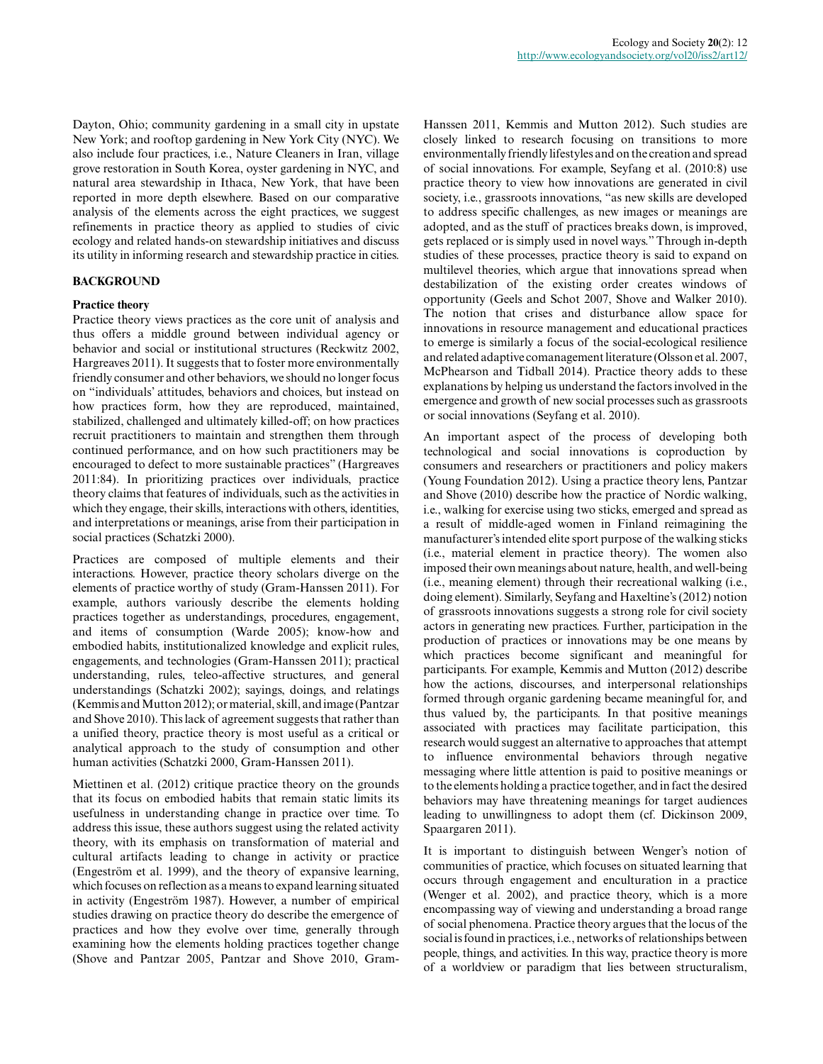Dayton, Ohio; community gardening in a small city in upstate New York; and rooftop gardening in New York City (NYC). We also include four practices, i.e., Nature Cleaners in Iran, village grove restoration in South Korea, oyster gardening in NYC, and natural area stewardship in Ithaca, New York, that have been reported in more depth elsewhere. Based on our comparative analysis of the elements across the eight practices, we suggest refinements in practice theory as applied to studies of civic ecology and related hands-on stewardship initiatives and discuss its utility in informing research and stewardship practice in cities.

## BACKGROUND

### Practice theory

Practice theory views practices as the core unit of analysis and thus offers a middle ground between individual agency or behavior and social or institutional structures (Reckwitz 2002, Hargreaves 2011). It suggests that to foster more environmentally friendly consumer and other behaviors, we should no longer focus on "individuals' attitudes, behaviors and choices, but instead on how practices form, how they are reproduced, maintained, stabilized, challenged and ultimately killed-off; on how practices recruit practitioners to maintain and strengthen them through continued performance, and on how such practitioners may be encouraged to defect to more sustainable practices" (Hargreaves 2011:84). In prioritizing practices over individuals, practice theory claims that features of individuals, such as the activities in which they engage, their skills, interactions with others, identities, and interpretations or meanings, arise from their participation in social practices (Schatzki 2000).

Practices are composed of multiple elements and their interactions. However, practice theory scholars diverge on the elements of practice worthy of study (Gram-Hanssen 2011). For example, authors variously describe the elements holding practices together as understandings, procedures, engagement, and items of consumption (Warde 2005); know-how and embodied habits, institutionalized knowledge and explicit rules, engagements, and technologies (Gram-Hanssen 2011); practical understanding, rules, teleo-affective structures, and general understandings (Schatzki 2002); sayings, doings, and relatings (Kemmis and Mutton 2012); or material, skill, and image (Pantzar and Shove 2010). This lack of agreement suggests that rather than a unified theory, practice theory is most useful as a critical or analytical approach to the study of consumption and other human activities (Schatzki 2000, Gram-Hanssen 2011).

Miettinen et al. (2012) critique practice theory on the grounds that its focus on embodied habits that remain static limits its usefulness in understanding change in practice over time. To address this issue, these authors suggest using the related activity theory, with its emphasis on transformation of material and cultural artifacts leading to change in activity or practice (Engeström et al. 1999), and the theory of expansive learning, which focuses on reflection as a means to expand learning situated in activity (Engeström 1987). However, a number of empirical studies drawing on practice theory do describe the emergence of practices and how they evolve over time, generally through examining how the elements holding practices together change (Shove and Pantzar 2005, Pantzar and Shove 2010, Gram-Hanssen 2011, Kemmis and Mutton 2012). Such studies are closely linked to research focusing on transitions to more environmentally friendly lifestyles and on the creation and spread of social innovations. For example, Seyfang et al. (2010:8) use practice theory to view how innovations are generated in civil society, i.e., grassroots innovations, "as new skills are developed to address specific challenges, as new images or meanings are adopted, and as the stuff of practices breaks down, is improved, gets replaced or is simply used in novel ways." Through in-depth studies of these processes, practice theory is said to expand on multilevel theories, which argue that innovations spread when destabilization of the existing order creates windows of opportunity (Geels and Schot 2007, Shove and Walker 2010). The notion that crises and disturbance allow space for innovations in resource management and educational practices to emerge is similarly a focus of the social-ecological resilience and related adaptive comanagement literature (Olsson et al. 2007, McPhearson and Tidball 2014). Practice theory adds to these explanations by helping us understand the factors involved in the emergence and growth of new social processes such as grassroots or social innovations (Seyfang et al. 2010).

An important aspect of the process of developing both technological and social innovations is coproduction by consumers and researchers or practitioners and policy makers (Young Foundation 2012). Using a practice theory lens, Pantzar and Shove (2010) describe how the practice of Nordic walking, i.e., walking for exercise using two sticks, emerged and spread as a result of middle-aged women in Finland reimagining the manufacturer's intended elite sport purpose of the walking sticks (i.e., material element in practice theory). The women also imposed their own meanings about nature, health, and well-being (i.e., meaning element) through their recreational walking (i.e., doing element). Similarly, Seyfang and Haxeltine's (2012) notion of grassroots innovations suggests a strong role for civil society actors in generating new practices. Further, participation in the production of practices or innovations may be one means by which practices become significant and meaningful for participants. For example, Kemmis and Mutton (2012) describe how the actions, discourses, and interpersonal relationships formed through organic gardening became meaningful for, and thus valued by, the participants. In that positive meanings associated with practices may facilitate participation, this research would suggest an alternative to approaches that attempt to influence environmental behaviors through negative messaging where little attention is paid to positive meanings or to the elements holding a practice together, and in fact the desired behaviors may have threatening meanings for target audiences leading to unwillingness to adopt them (cf. Dickinson 2009, Spaargaren 2011).

It is important to distinguish between Wenger's notion of communities of practice, which focuses on situated learning that occurs through engagement and enculturation in a practice (Wenger et al. 2002), and practice theory, which is a more encompassing way of viewing and understanding a broad range of social phenomena. Practice theory argues that the locus of the social is found in practices, i.e., networks of relationships between people, things, and activities. In this way, practice theory is more of a worldview or paradigm that lies between structuralism,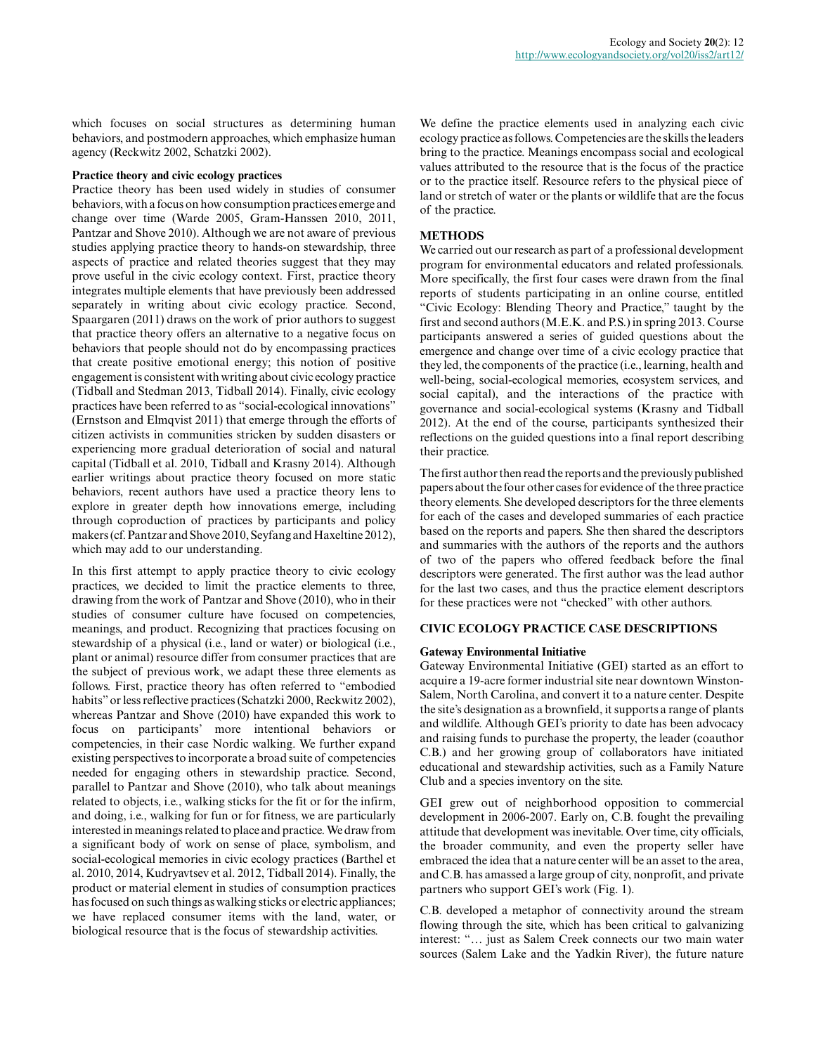which focuses on social structures as determining human behaviors, and postmodern approaches, which emphasize human agency (Reckwitz 2002, Schatzki 2002).

### Practice theory and civic ecology practices

Practice theory has been used widely in studies of consumer behaviors, with a focus on how consumption practices emerge and change over time (Warde 2005, Gram-Hanssen 2010, 2011, Pantzar and Shove 2010). Although we are not aware of previous studies applying practice theory to hands-on stewardship, three aspects of practice and related theories suggest that they may prove useful in the civic ecology context. First, practice theory integrates multiple elements that have previously been addressed separately in writing about civic ecology practice. Second, Spaargaren (2011) draws on the work of prior authors to suggest that practice theory offers an alternative to a negative focus on behaviors that people should not do by encompassing practices that create positive emotional energy; this notion of positive engagement is consistent with writing about civic ecology practice (Tidball and Stedman 2013, Tidball 2014). Finally, civic ecology practices have been referred to as "social-ecological innovations" (Ernstson and Elmqvist 2011) that emerge through the efforts of citizen activists in communities stricken by sudden disasters or experiencing more gradual deterioration of social and natural capital (Tidball et al. 2010, Tidball and Krasny 2014). Although earlier writings about practice theory focused on more static behaviors, recent authors have used a practice theory lens to explore in greater depth how innovations emerge, including through coproduction of practices by participants and policy makers (cf. Pantzar and Shove 2010, Seyfang and Haxeltine 2012), which may add to our understanding.

In this first attempt to apply practice theory to civic ecology practices, we decided to limit the practice elements to three, drawing from the work of Pantzar and Shove (2010), who in their studies of consumer culture have focused on competencies, meanings, and product. Recognizing that practices focusing on stewardship of a physical (i.e., land or water) or biological (i.e., plant or animal) resource differ from consumer practices that are the subject of previous work, we adapt these three elements as follows. First, practice theory has often referred to "embodied habits" or less reflective practices (Schatzki 2000, Reckwitz 2002), whereas Pantzar and Shove (2010) have expanded this work to focus on participants' more intentional behaviors or competencies, in their case Nordic walking. We further expand existing perspectives to incorporate a broad suite of competencies needed for engaging others in stewardship practice. Second, parallel to Pantzar and Shove (2010), who talk about meanings related to objects, i.e., walking sticks for the fit or for the infirm, and doing, i.e., walking for fun or for fitness, we are particularly interested in meanings related to place and practice. We draw from a significant body of work on sense of place, symbolism, and social-ecological memories in civic ecology practices (Barthel et al. 2010, 2014, Kudryavtsev et al. 2012, Tidball 2014). Finally, the product or material element in studies of consumption practices has focused on such things as walking sticks or electric appliances; we have replaced consumer items with the land, water, or biological resource that is the focus of stewardship activities.

We define the practice elements used in analyzing each civic ecology practice as follows. Competencies are the skills the leaders bring to the practice. Meanings encompass social and ecological values attributed to the resource that is the focus of the practice or to the practice itself. Resource refers to the physical piece of land or stretch of water or the plants or wildlife that are the focus of the practice.

## METHODS

We carried out our research as part of a professional development program for environmental educators and related professionals. More specifically, the first four cases were drawn from the final reports of students participating in an online course, entitled "Civic Ecology: Blending Theory and Practice," taught by the first and second authors (M.E.K. and P.S.) in spring 2013. Course participants answered a series of guided questions about the emergence and change over time of a civic ecology practice that they led, the components of the practice (i.e., learning, health and well-being, social-ecological memories, ecosystem services, and social capital), and the interactions of the practice with governance and social-ecological systems (Krasny and Tidball 2012). At the end of the course, participants synthesized their reflections on the guided questions into a final report describing their practice.

The first author then read the reports and the previously published papers about the four other cases for evidence of the three practice theory elements. She developed descriptors for the three elements for each of the cases and developed summaries of each practice based on the reports and papers. She then shared the descriptors and summaries with the authors of the reports and the authors of two of the papers who offered feedback before the final descriptors were generated. The first author was the lead author for the last two cases, and thus the practice element descriptors for these practices were not "checked" with other authors.

## CIVIC ECOLOGY PRACTICE CASE DESCRIPTIONS

### Gateway Environmental Initiative

Gateway Environmental Initiative (GEI) started as an effort to acquire a 19-acre former industrial site near downtown Winston-Salem, North Carolina, and convert it to a nature center. Despite the site's designation as a brownfield, it supports a range of plants and wildlife. Although GEI's priority to date has been advocacy and raising funds to purchase the property, the leader (coauthor C.B.) and her growing group of collaborators have initiated educational and stewardship activities, such as a Family Nature Club and a species inventory on the site.

GEI grew out of neighborhood opposition to commercial development in 2006-2007. Early on, C.B. fought the prevailing attitude that development was inevitable. Over time, city officials, the broader community, and even the property seller have embraced the idea that a nature center will be an asset to the area, and C.B. has amassed a large group of city, nonprofit, and private partners who support GEI's work (Fig. 1).

C.B. developed a metaphor of connectivity around the stream flowing through the site, which has been critical to galvanizing interest: "… just as Salem Creek connects our two main water sources (Salem Lake and the Yadkin River), the future nature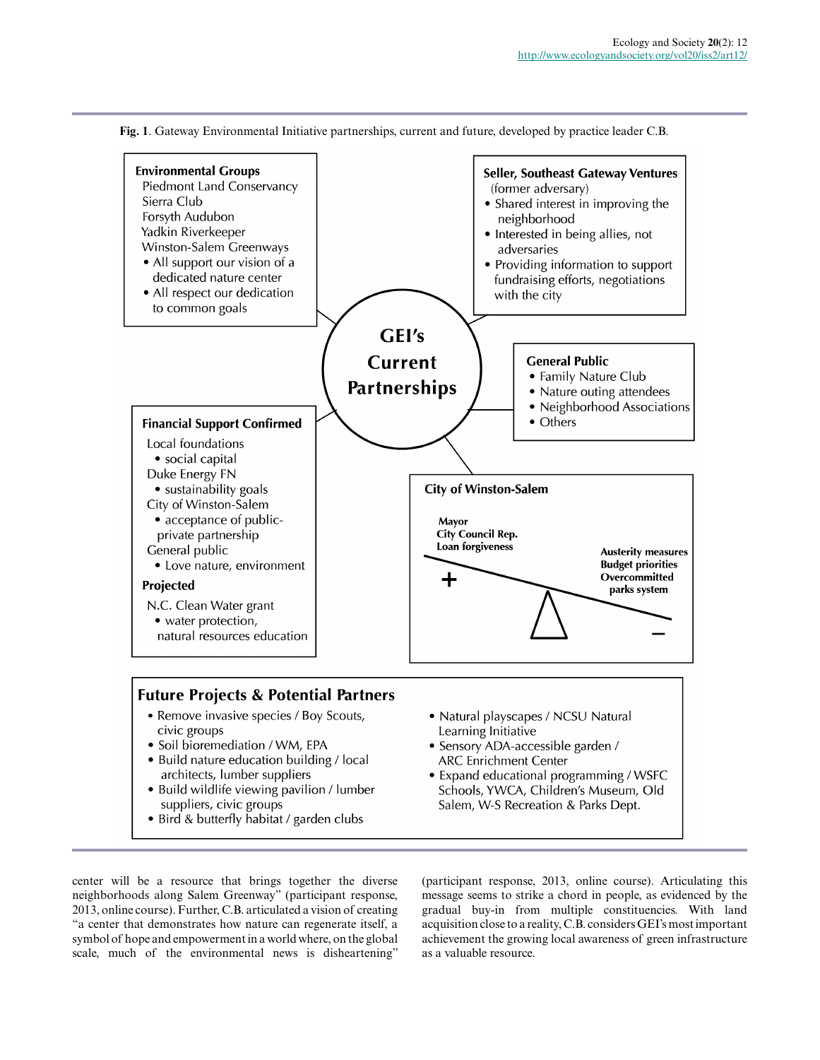**Fig. 1**. Gateway Environmental Initiative partnerships, current and future, developed by practice leader C.B.

**GEI's Current Partnerships**

**Environmental Groups**
Piedmont Land Conservancy
Sierra Club
Forsyth Audubon
Yadkin Riverkeeper
Winston-Salem Greenways
- All support our vision of a dedicated nature center
- All respect our dedication to common goals

**Seller, Southeast Gateway Ventures**
(former adversary)
- Shared interest in improving the neighborhood
- Interested in being allies, not adversaries
- Providing information to support fundraising efforts, negotiations with the city

**General Public**
- Family Nature Club
- Nature outing attendees
- Neighborhood Associations
- Others

**Financial Support Confirmed**
Local foundations
- social capital

Duke Energy FN
- sustainability goals

City of Winston-Salem
- acceptance of public-private partnership

General public
- Love nature, environment

**Projected**
N.C. Clean Water grant
- water protection, natural resources education

**City of Winston-Salem**
+ Mayor, City Council Rep., Loan forgiveness
− Austerity measures, Budget priorities, Overcommitted parks system

**Future Projects & Potential Partners**
- Remove invasive species / Boy Scouts, civic groups
- Soil bioremediation / WM, EPA
- Build nature education building / local architects, lumber suppliers
- Build wildlife viewing pavilion / lumber suppliers, civic groups
- Bird & butterfly habitat / garden clubs
- Natural playscapes / NCSU Natural Learning Initiative
- Sensory ADA-accessible garden / ARC Enrichment Center
- Expand educational programming / WSFC Schools, YWCA, Children's Museum, Old Salem, W-S Recreation & Parks Dept.

center will be a resource that brings together the diverse neighborhoods along Salem Greenway" (participant response, 2013, online course). Further, C.B. articulated a vision of creating "a center that demonstrates how nature can regenerate itself, a symbol of hope and empowerment in a world where, on the global scale, much of the environmental news is disheartening" (participant response, 2013, online course). Articulating this message seems to strike a chord in people, as evidenced by the gradual buy-in from multiple constituencies. With land acquisition close to a reality, C.B. considers GEI's most important achievement the growing local awareness of green infrastructure as a valuable resource.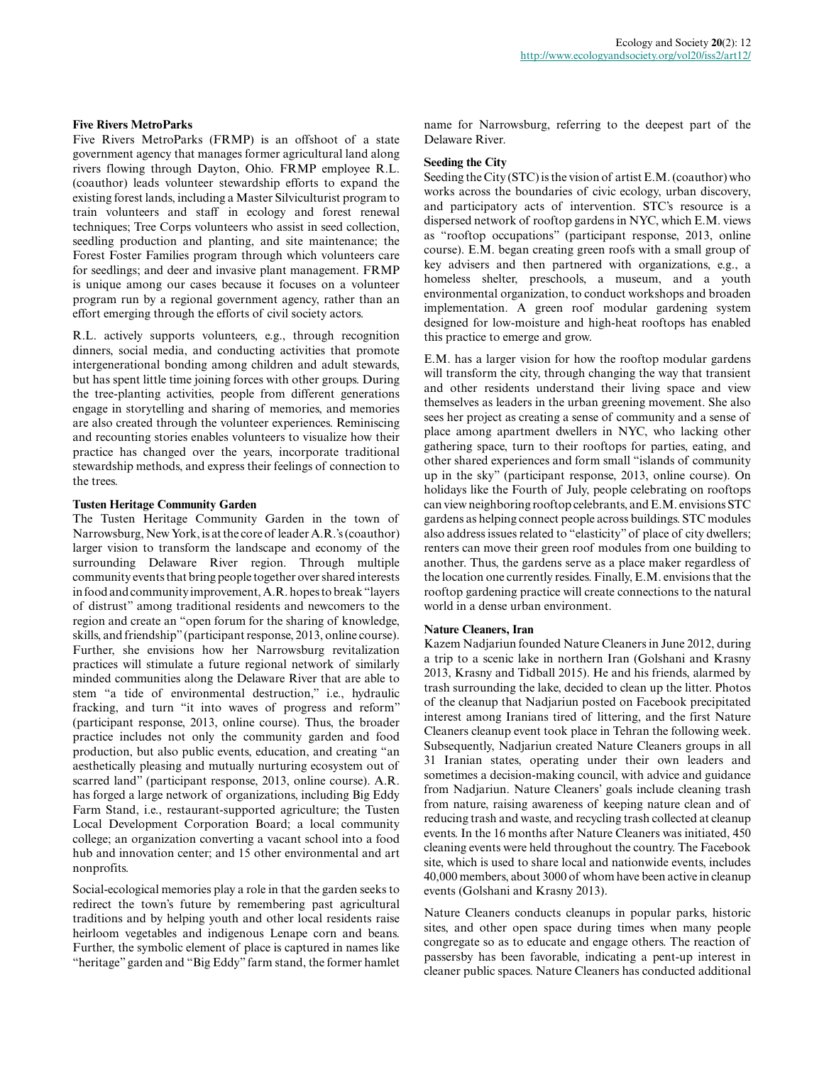### Five Rivers MetroParks

Five Rivers MetroParks (FRMP) is an offshoot of a state government agency that manages former agricultural land along rivers flowing through Dayton, Ohio. FRMP employee R.L. (coauthor) leads volunteer stewardship efforts to expand the existing forest lands, including a Master Silviculturist program to train volunteers and staff in ecology and forest renewal techniques; Tree Corps volunteers who assist in seed collection, seedling production and planting, and site maintenance; the Forest Foster Families program through which volunteers care for seedlings; and deer and invasive plant management. FRMP is unique among our cases because it focuses on a volunteer program run by a regional government agency, rather than an effort emerging through the efforts of civil society actors.

R.L. actively supports volunteers, e.g., through recognition dinners, social media, and conducting activities that promote intergenerational bonding among children and adult stewards, but has spent little time joining forces with other groups. During the tree-planting activities, people from different generations engage in storytelling and sharing of memories, and memories are also created through the volunteer experiences. Reminiscing and recounting stories enables volunteers to visualize how their practice has changed over the years, incorporate traditional stewardship methods, and express their feelings of connection to the trees.

### Tusten Heritage Community Garden

The Tusten Heritage Community Garden in the town of Narrowsburg, New York, is at the core of leader A.R.'s (coauthor) larger vision to transform the landscape and economy of the surrounding Delaware River region. Through multiple community events that bring people together over shared interests in food and community improvement, A.R. hopes to break "layers of distrust" among traditional residents and newcomers to the region and create an "open forum for the sharing of knowledge, skills, and friendship" (participant response, 2013, online course). Further, she envisions how her Narrowsburg revitalization practices will stimulate a future regional network of similarly minded communities along the Delaware River that are able to stem "a tide of environmental destruction," i.e., hydraulic fracking, and turn "it into waves of progress and reform" (participant response, 2013, online course). Thus, the broader practice includes not only the community garden and food production, but also public events, education, and creating "an aesthetically pleasing and mutually nurturing ecosystem out of scarred land" (participant response, 2013, online course). A.R. has forged a large network of organizations, including Big Eddy Farm Stand, i.e., restaurant-supported agriculture; the Tusten Local Development Corporation Board; a local community college; an organization converting a vacant school into a food hub and innovation center; and 15 other environmental and art nonprofits.

Social-ecological memories play a role in that the garden seeks to redirect the town's future by remembering past agricultural traditions and by helping youth and other local residents raise heirloom vegetables and indigenous Lenape corn and beans. Further, the symbolic element of place is captured in names like "heritage" garden and "Big Eddy" farm stand, the former hamlet name for Narrowsburg, referring to the deepest part of the Delaware River.

### Seeding the City

Seeding the City (STC) is the vision of artist E.M. (coauthor) who works across the boundaries of civic ecology, urban discovery, and participatory acts of intervention. STC's resource is a dispersed network of rooftop gardens in NYC, which E.M. views as "rooftop occupations" (participant response, 2013, online course). E.M. began creating green roofs with a small group of key advisers and then partnered with organizations, e.g., a homeless shelter, preschools, a museum, and a youth environmental organization, to conduct workshops and broaden implementation. A green roof modular gardening system designed for low-moisture and high-heat rooftops has enabled this practice to emerge and grow.

E.M. has a larger vision for how the rooftop modular gardens will transform the city, through changing the way that transient and other residents understand their living space and view themselves as leaders in the urban greening movement. She also sees her project as creating a sense of community and a sense of place among apartment dwellers in NYC, who lacking other gathering space, turn to their rooftops for parties, eating, and other shared experiences and form small "islands of community up in the sky" (participant response, 2013, online course). On holidays like the Fourth of July, people celebrating on rooftops can view neighboring rooftop celebrants, and E.M. envisions STC gardens as helping connect people across buildings. STC modules also address issues related to "elasticity" of place of city dwellers; renters can move their green roof modules from one building to another. Thus, the gardens serve as a place maker regardless of the location one currently resides. Finally, E.M. envisions that the rooftop gardening practice will create connections to the natural world in a dense urban environment.

### Nature Cleaners, Iran

Kazem Nadjariun founded Nature Cleaners in June 2012, during a trip to a scenic lake in northern Iran (Golshani and Krasny 2013, Krasny and Tidball 2015). He and his friends, alarmed by trash surrounding the lake, decided to clean up the litter. Photos of the cleanup that Nadjariun posted on Facebook precipitated interest among Iranians tired of littering, and the first Nature Cleaners cleanup event took place in Tehran the following week. Subsequently, Nadjariun created Nature Cleaners groups in all 31 Iranian states, operating under their own leaders and sometimes a decision-making council, with advice and guidance from Nadjariun. Nature Cleaners' goals include cleaning trash from nature, raising awareness of keeping nature clean and of reducing trash and waste, and recycling trash collected at cleanup events. In the 16 months after Nature Cleaners was initiated, 450 cleaning events were held throughout the country. The Facebook site, which is used to share local and nationwide events, includes 40,000 members, about 3000 of whom have been active in cleanup events (Golshani and Krasny 2013).

Nature Cleaners conducts cleanups in popular parks, historic sites, and other open space during times when many people congregate so as to educate and engage others. The reaction of passersby has been favorable, indicating a pent-up interest in cleaner public spaces. Nature Cleaners has conducted additional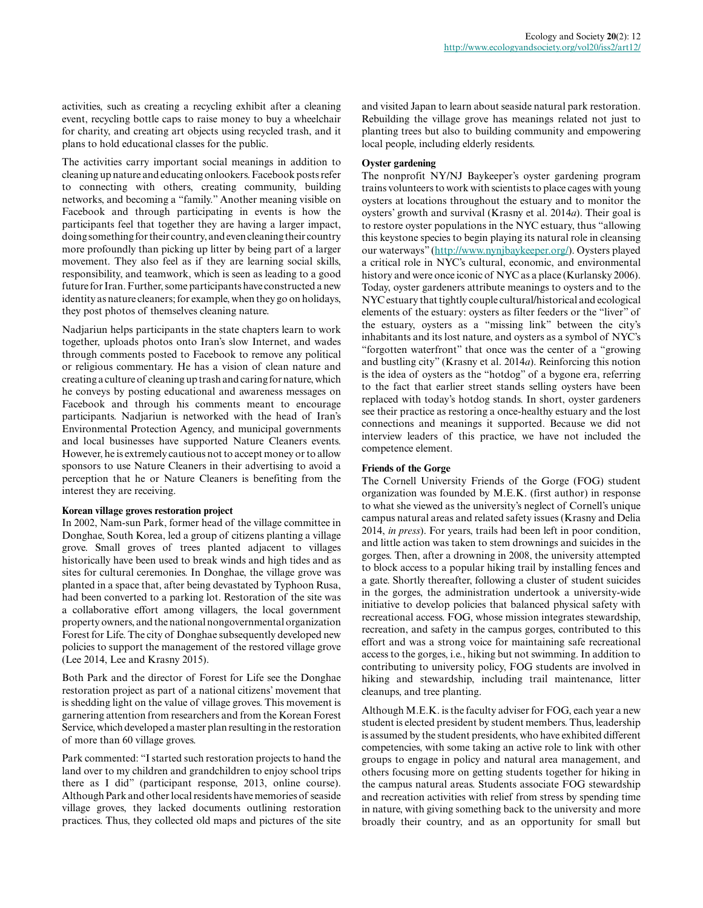activities, such as creating a recycling exhibit after a cleaning event, recycling bottle caps to raise money to buy a wheelchair for charity, and creating art objects using recycled trash, and it plans to hold educational classes for the public.

The activities carry important social meanings in addition to cleaning up nature and educating onlookers. Facebook posts refer to connecting with others, creating community, building networks, and becoming a "family." Another meaning visible on Facebook and through participating in events is how the participants feel that together they are having a larger impact, doing something for their country, and even cleaning their country more profoundly than picking up litter by being part of a larger movement. They also feel as if they are learning social skills, responsibility, and teamwork, which is seen as leading to a good future for Iran. Further, some participants have constructed a new identity as nature cleaners; for example, when they go on holidays, they post photos of themselves cleaning nature.

Nadjariun helps participants in the state chapters learn to work together, uploads photos onto Iran's slow Internet, and wades through comments posted to Facebook to remove any political or religious commentary. He has a vision of clean nature and creating a culture of cleaning up trash and caring for nature, which he conveys by posting educational and awareness messages on Facebook and through his comments meant to encourage participants. Nadjariun is networked with the head of Iran's Environmental Protection Agency, and municipal governments and local businesses have supported Nature Cleaners events. However, he is extremely cautious not to accept money or to allow sponsors to use Nature Cleaners in their advertising to avoid a perception that he or Nature Cleaners is benefiting from the interest they are receiving.

**Korean village groves restoration project**

In 2002, Nam-sun Park, former head of the village committee in Donghae, South Korea, led a group of citizens planting a village grove. Small groves of trees planted adjacent to villages historically have been used to break winds and high tides and as sites for cultural ceremonies. In Donghae, the village grove was planted in a space that, after being devastated by Typhoon Rusa, had been converted to a parking lot. Restoration of the site was a collaborative effort among villagers, the local government property owners, and the national nongovernmental organization Forest for Life. The city of Donghae subsequently developed new policies to support the management of the restored village grove (Lee 2014, Lee and Krasny 2015).

Both Park and the director of Forest for Life see the Donghae restoration project as part of a national citizens' movement that is shedding light on the value of village groves. This movement is garnering attention from researchers and from the Korean Forest Service, which developed a master plan resulting in the restoration of more than 60 village groves.

Park commented: "I started such restoration projects to hand the land over to my children and grandchildren to enjoy school trips there as I did" (participant response, 2013, online course). Although Park and other local residents have memories of seaside village groves, they lacked documents outlining restoration practices. Thus, they collected old maps and pictures of the site and visited Japan to learn about seaside natural park restoration. Rebuilding the village grove has meanings related not just to planting trees but also to building community and empowering local people, including elderly residents.

**Oyster gardening**

The nonprofit NY/NJ Baykeeper's oyster gardening program trains volunteers to work with scientists to place cages with young oysters at locations throughout the estuary and to monitor the oysters' growth and survival (Krasny et al. 2014*a*). Their goal is to restore oyster populations in the NYC estuary, thus "allowing this keystone species to begin playing its natural role in cleansing our waterways" (http://www.nynjbaykeeper.org/). Oysters played a critical role in NYC's cultural, economic, and environmental history and were once iconic of NYC as a place (Kurlansky 2006). Today, oyster gardeners attribute meanings to oysters and to the NYC estuary that tightly couple cultural/historical and ecological elements of the estuary: oysters as filter feeders or the "liver" of the estuary, oysters as a "missing link" between the city's inhabitants and its lost nature, and oysters as a symbol of NYC's "forgotten waterfront" that once was the center of a "growing and bustling city" (Krasny et al. 2014*a*). Reinforcing this notion is the idea of oysters as the "hotdog" of a bygone era, referring to the fact that earlier street stands selling oysters have been replaced with today's hotdog stands. In short, oyster gardeners see their practice as restoring a once-healthy estuary and the lost connections and meanings it supported. Because we did not interview leaders of this practice, we have not included the competence element.

**Friends of the Gorge**

The Cornell University Friends of the Gorge (FOG) student organization was founded by M.E.K. (first author) in response to what she viewed as the university's neglect of Cornell's unique campus natural areas and related safety issues (Krasny and Delia 2014, *in press*). For years, trails had been left in poor condition, and little action was taken to stem drownings and suicides in the gorges. Then, after a drowning in 2008, the university attempted to block access to a popular hiking trail by installing fences and a gate. Shortly thereafter, following a cluster of student suicides in the gorges, the administration undertook a university-wide initiative to develop policies that balanced physical safety with recreational access. FOG, whose mission integrates stewardship, recreation, and safety in the campus gorges, contributed to this effort and was a strong voice for maintaining safe recreational access to the gorges, i.e., hiking but not swimming. In addition to contributing to university policy, FOG students are involved in hiking and stewardship, including trail maintenance, litter cleanups, and tree planting.

Although M.E.K. is the faculty adviser for FOG, each year a new student is elected president by student members. Thus, leadership is assumed by the student presidents, who have exhibited different competencies, with some taking an active role to link with other groups to engage in policy and natural area management, and others focusing more on getting students together for hiking in the campus natural areas. Students associate FOG stewardship and recreation activities with relief from stress by spending time in nature, with giving something back to the university and more broadly their country, and as an opportunity for small but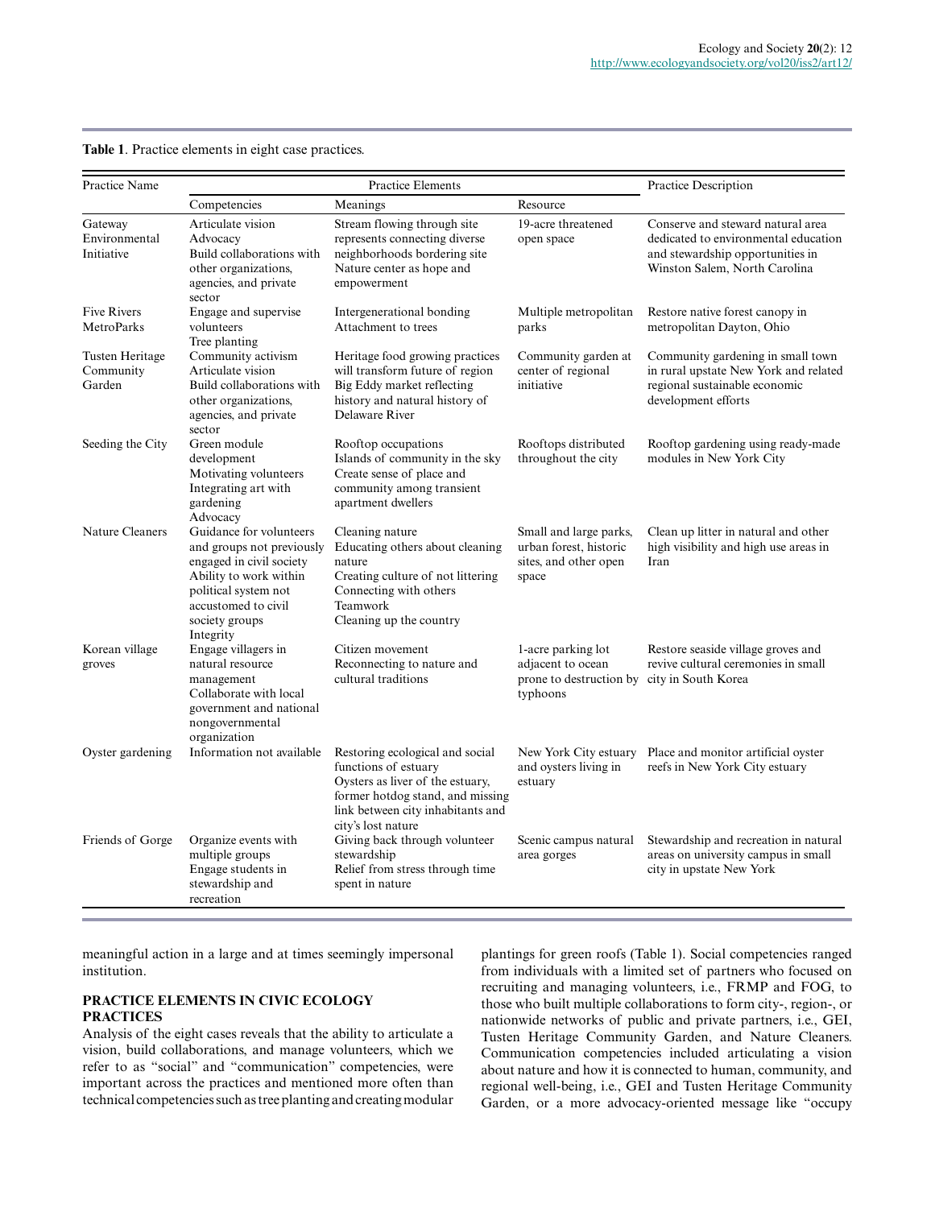**Table 1**. Practice elements in eight case practices.

| Practice Name | Practice Elements | | | Practice Description |
|---|---|---|---|---|
| | Competencies | Meanings | Resource | |
| Gateway Environmental Initiative | Articulate vision Advocacy Build collaborations with other organizations, agencies, and private sector | Stream flowing through site represents connecting diverse neighborhoods bordering site Nature center as hope and empowerment | 19-acre threatened open space | Conserve and steward natural area dedicated to environmental education and stewardship opportunities in Winston Salem, North Carolina |
| Five Rivers MetroParks | Engage and supervise volunteers Tree planting | Intergenerational bonding Attachment to trees | Multiple metropolitan parks | Restore native forest canopy in metropolitan Dayton, Ohio |
| Tusten Heritage Community Garden | Community activism Articulate vision Build collaborations with other organizations, agencies, and private sector | Heritage food growing practices will transform future of region Big Eddy market reflecting history and natural history of Delaware River | Community garden at center of regional initiative | Community gardening in small town in rural upstate New York and related regional sustainable economic development efforts |
| Seeding the City | Green module development Motivating volunteers Integrating art with gardening Advocacy | Rooftop occupations Islands of community in the sky Create sense of place and community among transient apartment dwellers | Rooftops distributed throughout the city | Rooftop gardening using ready-made modules in New York City |
| Nature Cleaners | Guidance for volunteers and groups not previously engaged in civil society Ability to work within political system not accustomed to civil society groups Integrity | Cleaning nature Educating others about cleaning nature Creating culture of not littering Connecting with others Teamwork Cleaning up the country | Small and large parks, urban forest, historic sites, and other open space | Clean up litter in natural and other high visibility and high use areas in Iran |
| Korean village groves | Engage villagers in natural resource management Collaborate with local government and national nongovernmental organization | Citizen movement Reconnecting to nature and cultural traditions | 1-acre parking lot adjacent to ocean prone to destruction by typhoons | Restore seaside village groves and revive cultural ceremonies in small city in South Korea |
| Oyster gardening | Information not available | Restoring ecological and social functions of estuary Oysters as liver of the estuary, former hotdog stand, and missing link between city inhabitants and city's lost nature | New York City estuary and oysters living in estuary | Place and monitor artificial oyster reefs in New York City estuary |
| Friends of Gorge | Organize events with multiple groups Engage students in stewardship and recreation | Giving back through volunteer stewardship Relief from stress through time spent in nature | Scenic campus natural area gorges | Stewardship and recreation in natural areas on university campus in small city in upstate New York |

meaningful action in a large and at times seemingly impersonal institution.

## PRACTICE ELEMENTS IN CIVIC ECOLOGY PRACTICES

Analysis of the eight cases reveals that the ability to articulate a vision, build collaborations, and manage volunteers, which we refer to as "social" and "communication" competencies, were important across the practices and mentioned more often than technical competencies such as tree planting and creating modular plantings for green roofs (Table 1). Social competencies ranged from individuals with a limited set of partners who focused on recruiting and managing volunteers, i.e., FRMP and FOG, to those who built multiple collaborations to form city-, region-, or nationwide networks of public and private partners, i.e., GEI, Tusten Heritage Community Garden, and Nature Cleaners. Communication competencies included articulating a vision about nature and how it is connected to human, community, and regional well-being, i.e., GEI and Tusten Heritage Community Garden, or a more advocacy-oriented message like "occupy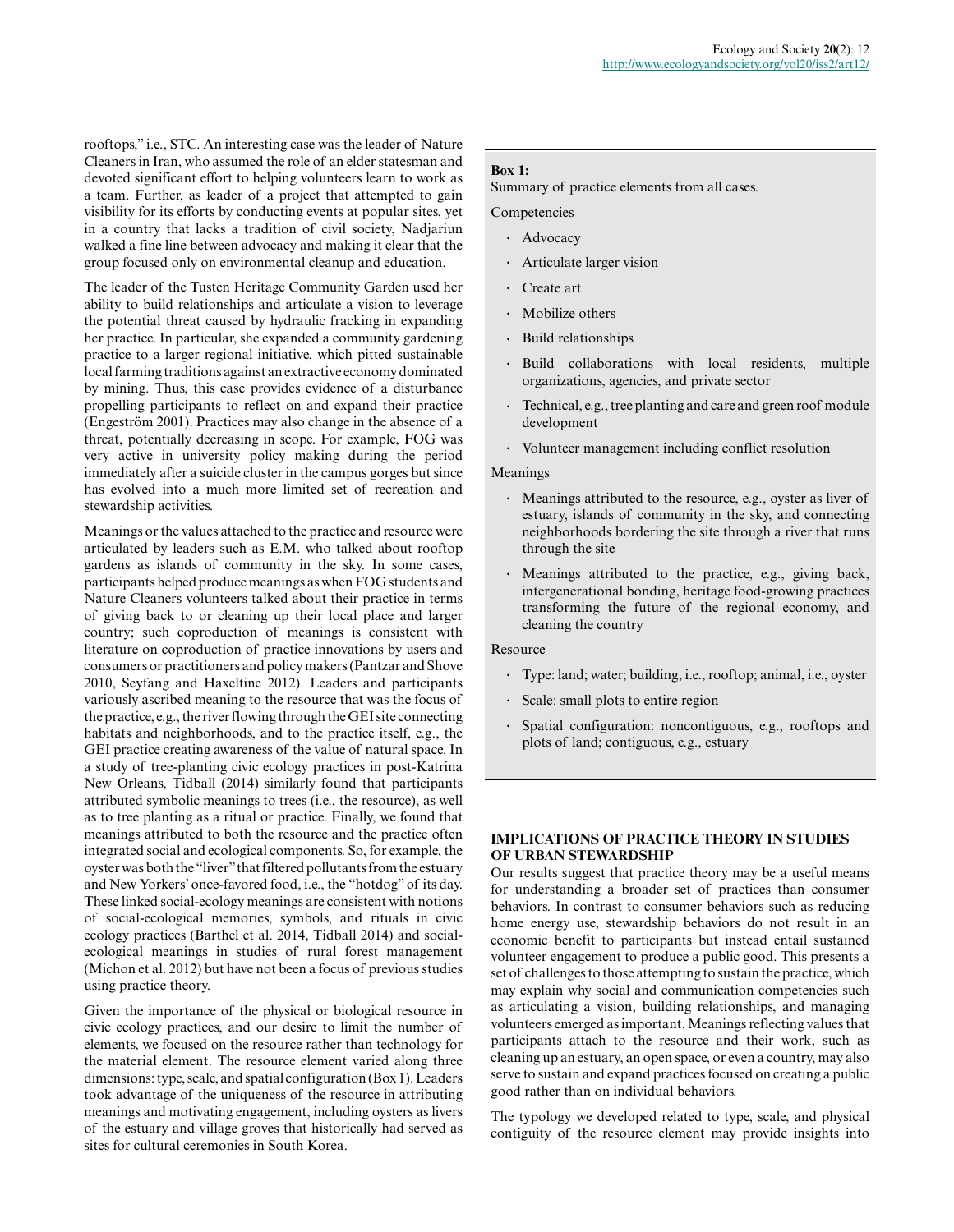rooftops," i.e., STC. An interesting case was the leader of Nature Cleaners in Iran, who assumed the role of an elder statesman and devoted significant effort to helping volunteers learn to work as a team. Further, as leader of a project that attempted to gain visibility for its efforts by conducting events at popular sites, yet in a country that lacks a tradition of civil society, Nadjariun walked a fine line between advocacy and making it clear that the group focused only on environmental cleanup and education.

The leader of the Tusten Heritage Community Garden used her ability to build relationships and articulate a vision to leverage the potential threat caused by hydraulic fracking in expanding her practice. In particular, she expanded a community gardening practice to a larger regional initiative, which pitted sustainable local farming traditions against an extractive economy dominated by mining. Thus, this case provides evidence of a disturbance propelling participants to reflect on and expand their practice (Engeström 2001). Practices may also change in the absence of a threat, potentially decreasing in scope. For example, FOG was very active in university policy making during the period immediately after a suicide cluster in the campus gorges but since has evolved into a much more limited set of recreation and stewardship activities.

Meanings or the values attached to the practice and resource were articulated by leaders such as E.M. who talked about rooftop gardens as islands of community in the sky. In some cases, participants helped produce meanings as when FOG students and Nature Cleaners volunteers talked about their practice in terms of giving back to or cleaning up their local place and larger country; such coproduction of meanings is consistent with literature on coproduction of practice innovations by users and consumers or practitioners and policy makers (Pantzar and Shove 2010, Seyfang and Haxeltine 2012). Leaders and participants variously ascribed meaning to the resource that was the focus of the practice, e.g., the river flowing through the GEI site connecting habitats and neighborhoods, and to the practice itself, e.g., the GEI practice creating awareness of the value of natural space. In a study of tree-planting civic ecology practices in post-Katrina New Orleans, Tidball (2014) similarly found that participants attributed symbolic meanings to trees (i.e., the resource), as well as to tree planting as a ritual or practice. Finally, we found that meanings attributed to both the resource and the practice often integrated social and ecological components. So, for example, the oyster was both the "liver" that filtered pollutants from the estuary and New Yorkers' once-favored food, i.e., the "hotdog" of its day. These linked social-ecology meanings are consistent with notions of social-ecological memories, symbols, and rituals in civic ecology practices (Barthel et al. 2014, Tidball 2014) and social-ecological meanings in studies of rural forest management (Michon et al. 2012) but have not been a focus of previous studies using practice theory.

Given the importance of the physical or biological resource in civic ecology practices, and our desire to limit the number of elements, we focused on the resource rather than technology for the material element. The resource element varied along three dimensions: type, scale, and spatial configuration (Box 1). Leaders took advantage of the uniqueness of the resource in attributing meanings and motivating engagement, including oysters as livers of the estuary and village groves that historically had served as sites for cultural ceremonies in South Korea.

**Box 1:**
Summary of practice elements from all cases.

Competencies

- Advocacy
- Articulate larger vision
- Create art
- Mobilize others
- Build relationships
- Build collaborations with local residents, multiple organizations, agencies, and private sector
- Technical, e.g., tree planting and care and green roof module development
- Volunteer management including conflict resolution

Meanings

- Meanings attributed to the resource, e.g., oyster as liver of estuary, islands of community in the sky, and connecting neighborhoods bordering the site through a river that runs through the site
- Meanings attributed to the practice, e.g., giving back, intergenerational bonding, heritage food-growing practices transforming the future of the regional economy, and cleaning the country

Resource

- Type: land; water; building, i.e., rooftop; animal, i.e., oyster
- Scale: small plots to entire region
- Spatial configuration: noncontiguous, e.g., rooftops and plots of land; contiguous, e.g., estuary

## IMPLICATIONS OF PRACTICE THEORY IN STUDIES OF URBAN STEWARDSHIP

Our results suggest that practice theory may be a useful means for understanding a broader set of practices than consumer behaviors. In contrast to consumer behaviors such as reducing home energy use, stewardship behaviors do not result in an economic benefit to participants but instead entail sustained volunteer engagement to produce a public good. This presents a set of challenges to those attempting to sustain the practice, which may explain why social and communication competencies such as articulating a vision, building relationships, and managing volunteers emerged as important. Meanings reflecting values that participants attach to the resource and their work, such as cleaning up an estuary, an open space, or even a country, may also serve to sustain and expand practices focused on creating a public good rather than on individual behaviors.

The typology we developed related to type, scale, and physical contiguity of the resource element may provide insights into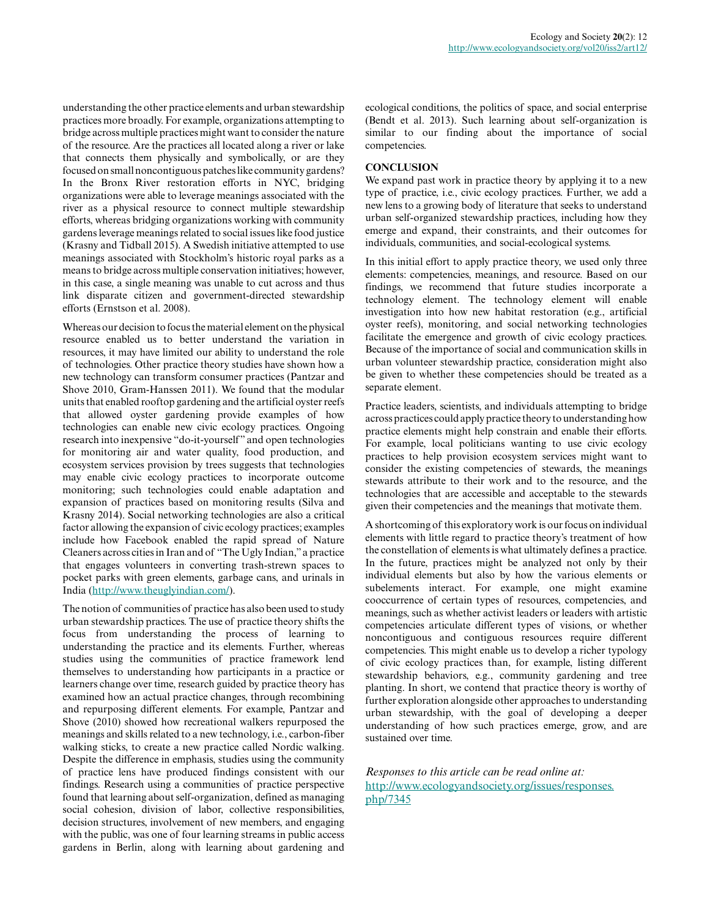understanding the other practice elements and urban stewardship practices more broadly. For example, organizations attempting to bridge across multiple practices might want to consider the nature of the resource. Are the practices all located along a river or lake that connects them physically and symbolically, or are they focused on small noncontiguous patches like community gardens? In the Bronx River restoration efforts in NYC, bridging organizations were able to leverage meanings associated with the river as a physical resource to connect multiple stewardship efforts, whereas bridging organizations working with community gardens leverage meanings related to social issues like food justice (Krasny and Tidball 2015). A Swedish initiative attempted to use meanings associated with Stockholm's historic royal parks as a means to bridge across multiple conservation initiatives; however, in this case, a single meaning was unable to cut across and thus link disparate citizen and government-directed stewardship efforts (Ernstson et al. 2008).

Whereas our decision to focus the material element on the physical resource enabled us to better understand the variation in resources, it may have limited our ability to understand the role of technologies. Other practice theory studies have shown how a new technology can transform consumer practices (Pantzar and Shove 2010, Gram-Hanssen 2011). We found that the modular units that enabled rooftop gardening and the artificial oyster reefs that allowed oyster gardening provide examples of how technologies can enable new civic ecology practices. Ongoing research into inexpensive "do-it-yourself" and open technologies for monitoring air and water quality, food production, and ecosystem services provision by trees suggests that technologies may enable civic ecology practices to incorporate outcome monitoring; such technologies could enable adaptation and expansion of practices based on monitoring results (Silva and Krasny 2014). Social networking technologies are also a critical factor allowing the expansion of civic ecology practices; examples include how Facebook enabled the rapid spread of Nature Cleaners across cities in Iran and of "The Ugly Indian," a practice that engages volunteers in converting trash-strewn spaces to pocket parks with green elements, garbage cans, and urinals in India (http://www.theuglyindian.com/).

The notion of communities of practice has also been used to study urban stewardship practices. The use of practice theory shifts the focus from understanding the process of learning to understanding the practice and its elements. Further, whereas studies using the communities of practice framework lend themselves to understanding how participants in a practice or learners change over time, research guided by practice theory has examined how an actual practice changes, through recombining and repurposing different elements. For example, Pantzar and Shove (2010) showed how recreational walkers repurposed the meanings and skills related to a new technology, i.e., carbon-fiber walking sticks, to create a new practice called Nordic walking. Despite the difference in emphasis, studies using the community of practice lens have produced findings consistent with our findings. Research using a communities of practice perspective found that learning about self-organization, defined as managing social cohesion, division of labor, collective responsibilities, decision structures, involvement of new members, and engaging with the public, was one of four learning streams in public access gardens in Berlin, along with learning about gardening and ecological conditions, the politics of space, and social enterprise (Bendt et al. 2013). Such learning about self-organization is similar to our finding about the importance of social competencies.

## CONCLUSION

We expand past work in practice theory by applying it to a new type of practice, i.e., civic ecology practices. Further, we add a new lens to a growing body of literature that seeks to understand urban self-organized stewardship practices, including how they emerge and expand, their constraints, and their outcomes for individuals, communities, and social-ecological systems.

In this initial effort to apply practice theory, we used only three elements: competencies, meanings, and resource. Based on our findings, we recommend that future studies incorporate a technology element. The technology element will enable investigation into how new habitat restoration (e.g., artificial oyster reefs), monitoring, and social networking technologies facilitate the emergence and growth of civic ecology practices. Because of the importance of social and communication skills in urban volunteer stewardship practice, consideration might also be given to whether these competencies should be treated as a separate element.

Practice leaders, scientists, and individuals attempting to bridge across practices could apply practice theory to understanding how practice elements might help constrain and enable their efforts. For example, local politicians wanting to use civic ecology practices to help provision ecosystem services might want to consider the existing competencies of stewards, the meanings stewards attribute to their work and to the resource, and the technologies that are accessible and acceptable to the stewards given their competencies and the meanings that motivate them.

A shortcoming of this exploratory work is our focus on individual elements with little regard to practice theory's treatment of how the constellation of elements is what ultimately defines a practice. In the future, practices might be analyzed not only by their individual elements but also by how the various elements or subelements interact. For example, one might examine cooccurrence of certain types of resources, competencies, and meanings, such as whether activist leaders or leaders with artistic competencies articulate different types of visions, or whether noncontiguous and contiguous resources require different competencies. This might enable us to develop a richer typology of civic ecology practices than, for example, listing different stewardship behaviors, e.g., community gardening and tree planting. In short, we contend that practice theory is worthy of further exploration alongside other approaches to understanding urban stewardship, with the goal of developing a deeper understanding of how such practices emerge, grow, and are sustained over time.

*Responses to this article can be read online at:*
http://www.ecologyandsociety.org/issues/responses.php/7345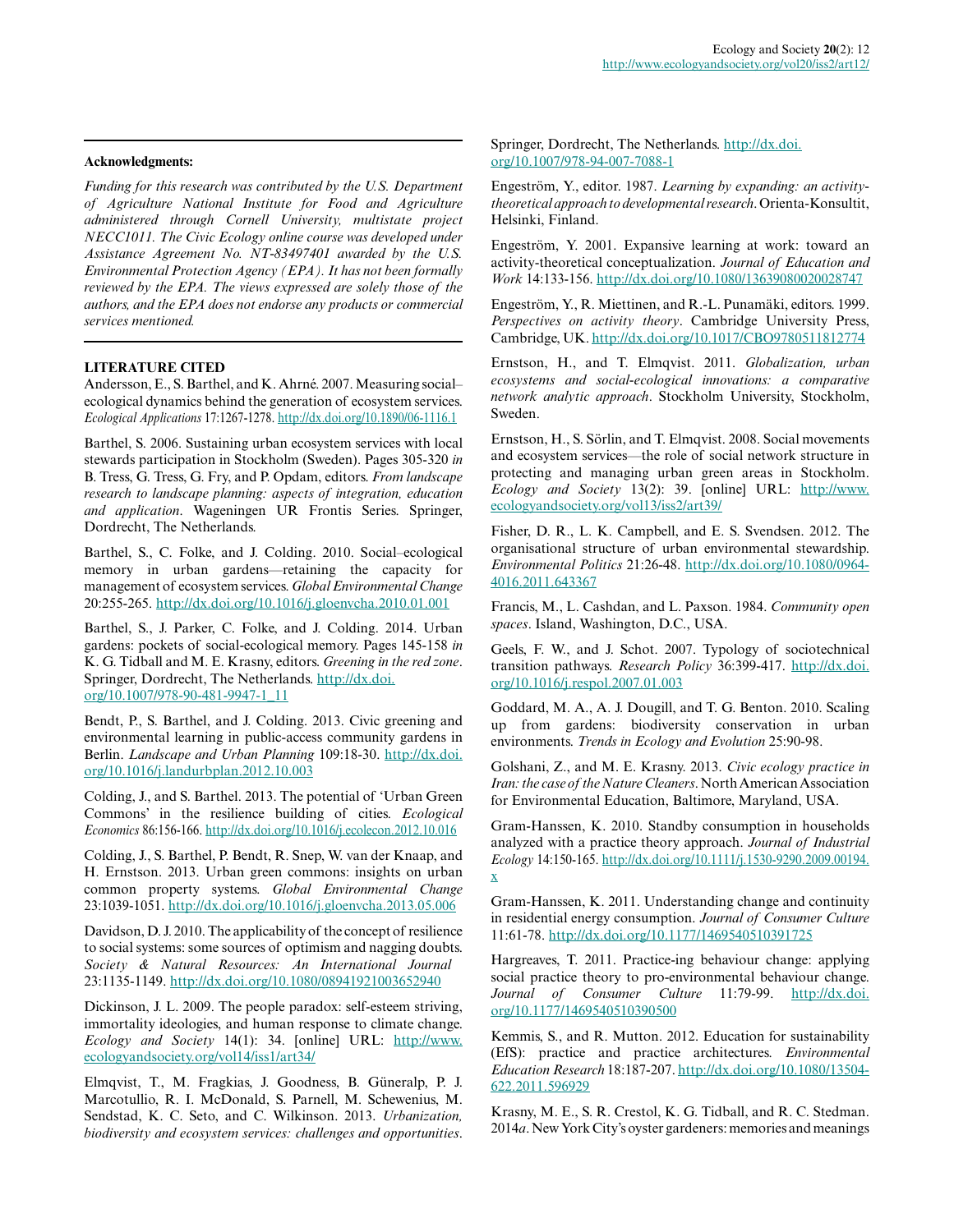**Acknowledgments:**

*Funding for this research was contributed by the U.S. Department of Agriculture National Institute for Food and Agriculture administered through Cornell University, multistate project NECC1011. The Civic Ecology online course was developed under Assistance Agreement No. NT-83497401 awarded by the U.S. Environmental Protection Agency (EPA). It has not been formally reviewed by the EPA. The views expressed are solely those of the authors, and the EPA does not endorse any products or commercial services mentioned.*

## LITERATURE CITED

Andersson, E., S. Barthel, and K. Ahrné. 2007. Measuring social–ecological dynamics behind the generation of ecosystem services. *Ecological Applications* 17:1267-1278. http://dx.doi.org/10.1890/06-1116.1

Barthel, S. 2006. Sustaining urban ecosystem services with local stewards participation in Stockholm (Sweden). Pages 305-320 *in* B. Tress, G. Tress, G. Fry, and P. Opdam, editors. *From landscape research to landscape planning: aspects of integration, education and application*. Wageningen UR Frontis Series. Springer, Dordrecht, The Netherlands.

Barthel, S., C. Folke, and J. Colding. 2010. Social–ecological memory in urban gardens—retaining the capacity for management of ecosystem services. *Global Environmental Change* 20:255-265. http://dx.doi.org/10.1016/j.gloenvcha.2010.01.001

Barthel, S., J. Parker, C. Folke, and J. Colding. 2014. Urban gardens: pockets of social-ecological memory. Pages 145-158 *in* K. G. Tidball and M. E. Krasny, editors. *Greening in the red zone*. Springer, Dordrecht, The Netherlands. http://dx.doi.org/10.1007/978-90-481-9947-1_11

Bendt, P., S. Barthel, and J. Colding. 2013. Civic greening and environmental learning in public-access community gardens in Berlin. *Landscape and Urban Planning* 109:18-30. http://dx.doi.org/10.1016/j.landurbplan.2012.10.003

Colding, J., and S. Barthel. 2013. The potential of 'Urban Green Commons' in the resilience building of cities. *Ecological Economics* 86:156-166. http://dx.doi.org/10.1016/j.ecolecon.2012.10.016

Colding, J., S. Barthel, P. Bendt, R. Snep, W. van der Knaap, and H. Ernstson. 2013. Urban green commons: insights on urban common property systems. *Global Environmental Change* 23:1039-1051. http://dx.doi.org/10.1016/j.gloenvcha.2013.05.006

Davidson, D. J. 2010. The applicability of the concept of resilience to social systems: some sources of optimism and nagging doubts. *Society & Natural Resources: An International Journal* 23:1135-1149. http://dx.doi.org/10.1080/08941921003652940

Dickinson, J. L. 2009. The people paradox: self-esteem striving, immortality ideologies, and human response to climate change. *Ecology and Society* 14(1): 34. [online] URL: http://www.ecologyandsociety.org/vol14/iss1/art34/

Elmqvist, T., M. Fragkias, J. Goodness, B. Güneralp, P. J. Marcotullio, R. I. McDonald, S. Parnell, M. Schewenius, M. Sendstad, K. C. Seto, and C. Wilkinson. 2013. *Urbanization, biodiversity and ecosystem services: challenges and opportunities*. Springer, Dordrecht, The Netherlands. http://dx.doi.org/10.1007/978-94-007-7088-1

Engeström, Y., editor. 1987. *Learning by expanding: an activity-theoretical approach to developmental research*. Orienta-Konsultit, Helsinki, Finland.

Engeström, Y. 2001. Expansive learning at work: toward an activity-theoretical conceptualization. *Journal of Education and Work* 14:133-156. http://dx.doi.org/10.1080/13639080020028747

Engeström, Y., R. Miettinen, and R.-L. Punamäki, editors. 1999. *Perspectives on activity theory*. Cambridge University Press, Cambridge, UK. http://dx.doi.org/10.1017/CBO9780511812774

Ernstson, H., and T. Elmqvist. 2011. *Globalization, urban ecosystems and social-ecological innovations: a comparative network analytic approach*. Stockholm University, Stockholm, Sweden.

Ernstson, H., S. Sörlin, and T. Elmqvist. 2008. Social movements and ecosystem services—the role of social network structure in protecting and managing urban green areas in Stockholm. *Ecology and Society* 13(2): 39. [online] URL: http://www.ecologyandsociety.org/vol13/iss2/art39/

Fisher, D. R., L. K. Campbell, and E. S. Svendsen. 2012. The organisational structure of urban environmental stewardship. *Environmental Politics* 21:26-48. http://dx.doi.org/10.1080/09644016.2011.643367

Francis, M., L. Cashdan, and L. Paxson. 1984. *Community open spaces*. Island, Washington, D.C., USA.

Geels, F. W., and J. Schot. 2007. Typology of sociotechnical transition pathways. *Research Policy* 36:399-417. http://dx.doi.org/10.1016/j.respol.2007.01.003

Goddard, M. A., A. J. Dougill, and T. G. Benton. 2010. Scaling up from gardens: biodiversity conservation in urban environments. *Trends in Ecology and Evolution* 25:90-98.

Golshani, Z., and M. E. Krasny. 2013. *Civic ecology practice in Iran: the case of the Nature Cleaners*. North American Association for Environmental Education, Baltimore, Maryland, USA.

Gram-Hanssen, K. 2010. Standby consumption in households analyzed with a practice theory approach. *Journal of Industrial Ecology* 14:150-165. http://dx.doi.org/10.1111/j.1530-9290.2009.00194.x

Gram-Hanssen, K. 2011. Understanding change and continuity in residential energy consumption. *Journal of Consumer Culture* 11:61-78. http://dx.doi.org/10.1177/1469540510391725

Hargreaves, T. 2011. Practice-ing behaviour change: applying social practice theory to pro-environmental behaviour change. *Journal of Consumer Culture* 11:79-99. http://dx.doi.org/10.1177/1469540510390500

Kemmis, S., and R. Mutton. 2012. Education for sustainability (EfS): practice and practice architectures. *Environmental Education Research* 18:187-207. http://dx.doi.org/10.1080/13504622.2011.596929

Krasny, M. E., S. R. Crestol, K. G. Tidball, and R. C. Stedman. 2014*a*. New York City's oyster gardeners: memories and meanings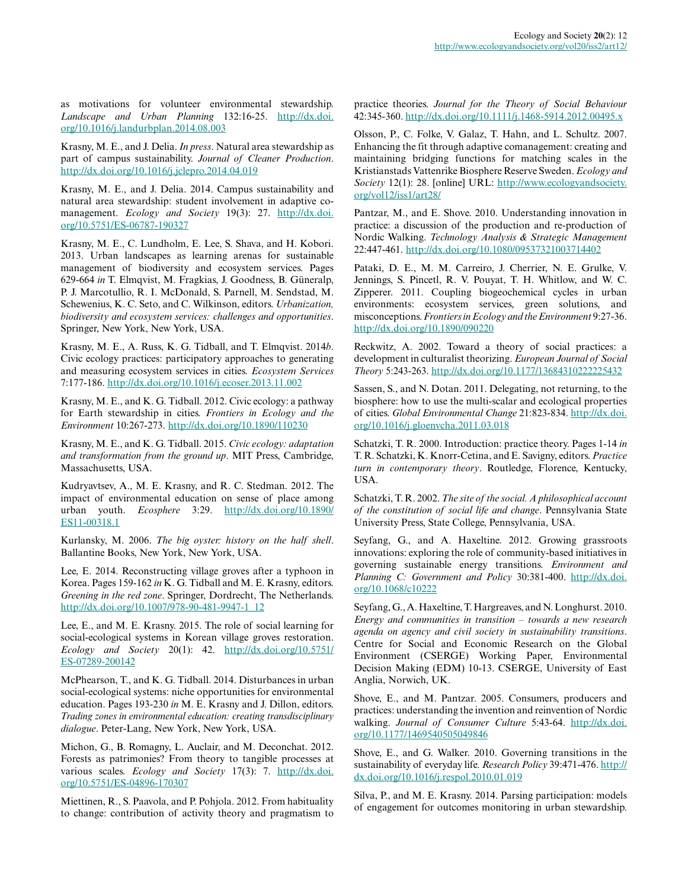as motivations for volunteer environmental stewardship. *Landscape and Urban Planning* 132:16-25. http://dx.doi.org/10.1016/j.landurbplan.2014.08.003

Krasny, M. E., and J. Delia. *In press*. Natural area stewardship as part of campus sustainability. *Journal of Cleaner Production*. http://dx.doi.org/10.1016/j.jclepro.2014.04.019

Krasny, M. E., and J. Delia. 2014. Campus sustainability and natural area stewardship: student involvement in adaptive co-management. *Ecology and Society* 19(3): 27. http://dx.doi.org/10.5751/ES-06787-190327

Krasny, M. E., C. Lundholm, E. Lee, S. Shava, and H. Kobori. 2013. Urban landscapes as learning arenas for sustainable management of biodiversity and ecosystem services. Pages 629-664 *in* T. Elmqvist, M. Fragkias, J. Goodness, B. Güneralp, P. J. Marcotullio, R. I. McDonald, S. Parnell, M. Sendstad, M. Schewenius, K. C. Seto, and C. Wilkinson, editors. *Urbanization, biodiversity and ecosystem services: challenges and opportunities*. Springer, New York, New York, USA.

Krasny, M. E., A. Russ, K. G. Tidball, and T. Elmqvist. 2014*b*. Civic ecology practices: participatory approaches to generating and measuring ecosystem services in cities. *Ecosystem Services* 7:177-186. http://dx.doi.org/10.1016/j.ecoser.2013.11.002

Krasny, M. E., and K. G. Tidball. 2012. Civic ecology: a pathway for Earth stewardship in cities. *Frontiers in Ecology and the Environment* 10:267-273. http://dx.doi.org/10.1890/110230

Krasny, M. E., and K. G. Tidball. 2015. *Civic ecology: adaptation and transformation from the ground up*. MIT Press, Cambridge, Massachusetts, USA.

Kudryavtsev, A., M. E. Krasny, and R. C. Stedman. 2012. The impact of environmental education on sense of place among urban youth. *Ecosphere* 3:29. http://dx.doi.org/10.1890/ES11-00318.1

Kurlansky, M. 2006. *The big oyster: history on the half shell*. Ballantine Books, New York, New York, USA.

Lee, E. 2014. Reconstructing village groves after a typhoon in Korea. Pages 159-162 *in* K. G. Tidball and M. E. Krasny, editors. *Greening in the red zone*. Springer, Dordrecht, The Netherlands. http://dx.doi.org/10.1007/978-90-481-9947-1_12

Lee, E., and M. E. Krasny. 2015. The role of social learning for social-ecological systems in Korean village groves restoration. *Ecology and Society* 20(1): 42. http://dx.doi.org/10.5751/ES-07289-200142

McPhearson, T., and K. G. Tidball. 2014. Disturbances in urban social-ecological systems: niche opportunities for environmental education. Pages 193-230 *in* M. E. Krasny and J. Dillon, editors. *Trading zones in environmental education: creating transdisciplinary dialogue*. Peter-Lang, New York, New York, USA.

Michon, G., B. Romagny, L. Auclair, and M. Deconchat. 2012. Forests as patrimonies? From theory to tangible processes at various scales. *Ecology and Society* 17(3): 7. http://dx.doi.org/10.5751/ES-04896-170307

Miettinen, R., S. Paavola, and P. Pohjola. 2012. From habituality to change: contribution of activity theory and pragmatism to practice theories. *Journal for the Theory of Social Behaviour* 42:345-360. http://dx.doi.org/10.1111/j.1468-5914.2012.00495.x

Olsson, P., C. Folke, V. Galaz, T. Hahn, and L. Schultz. 2007. Enhancing the fit through adaptive comanagement: creating and maintaining bridging functions for matching scales in the Kristianstads Vattenrike Biosphere Reserve Sweden. *Ecology and Society* 12(1): 28. [online] URL: http://www.ecologyandsociety.org/vol12/iss1/art28/

Pantzar, M., and E. Shove. 2010. Understanding innovation in practice: a discussion of the production and re-production of Nordic Walking. *Technology Analysis & Strategic Management* 22:447-461. http://dx.doi.org/10.1080/09537321003714402

Pataki, D. E., M. M. Carreiro, J. Cherrier, N. E. Grulke, V. Jennings, S. Pincetl, R. V. Pouyat, T. H. Whitlow, and W. C. Zipperer. 2011. Coupling biogeochemical cycles in urban environments: ecosystem services, green solutions, and misconceptions. *Frontiers in Ecology and the Environment* 9:27-36. http://dx.doi.org/10.1890/090220

Reckwitz, A. 2002. Toward a theory of social practices: a development in culturalist theorizing. *European Journal of Social Theory* 5:243-263. http://dx.doi.org/10.1177/13684310222225432

Sassen, S., and N. Dotan. 2011. Delegating, not returning, to the biosphere: how to use the multi-scalar and ecological properties of cities. *Global Environmental Change* 21:823-834. http://dx.doi.org/10.1016/j.gloenvcha.2011.03.018

Schatzki, T. R. 2000. Introduction: practice theory. Pages 1-14 *in* T. R. Schatzki, K. Knorr-Cetina, and E. Savigny, editors. *Practice turn in contemporary theory*. Routledge, Florence, Kentucky, USA.

Schatzki, T. R. 2002. *The site of the social. A philosophical account of the constitution of social life and change*. Pennsylvania State University Press, State College, Pennsylvania, USA.

Seyfang, G., and A. Haxeltine. 2012. Growing grassroots innovations: exploring the role of community-based initiatives in governing sustainable energy transitions. *Environment and Planning C: Government and Policy* 30:381-400. http://dx.doi.org/10.1068/c10222

Seyfang, G., A. Haxeltine, T. Hargreaves, and N. Longhurst. 2010. *Energy and communities in transition – towards a new research agenda on agency and civil society in sustainability transitions*. Centre for Social and Economic Research on the Global Environment (CSERGE) Working Paper, Environmental Decision Making (EDM) 10-13. CSERGE, University of East Anglia, Norwich, UK.

Shove, E., and M. Pantzar. 2005. Consumers, producers and practices: understanding the invention and reinvention of Nordic walking. *Journal of Consumer Culture* 5:43-64. http://dx.doi.org/10.1177/1469540505049846

Shove, E., and G. Walker. 2010. Governing transitions in the sustainability of everyday life. *Research Policy* 39:471-476. http://dx.doi.org/10.1016/j.respol.2010.01.019

Silva, P., and M. E. Krasny. 2014. Parsing participation: models of engagement for outcomes monitoring in urban stewardship.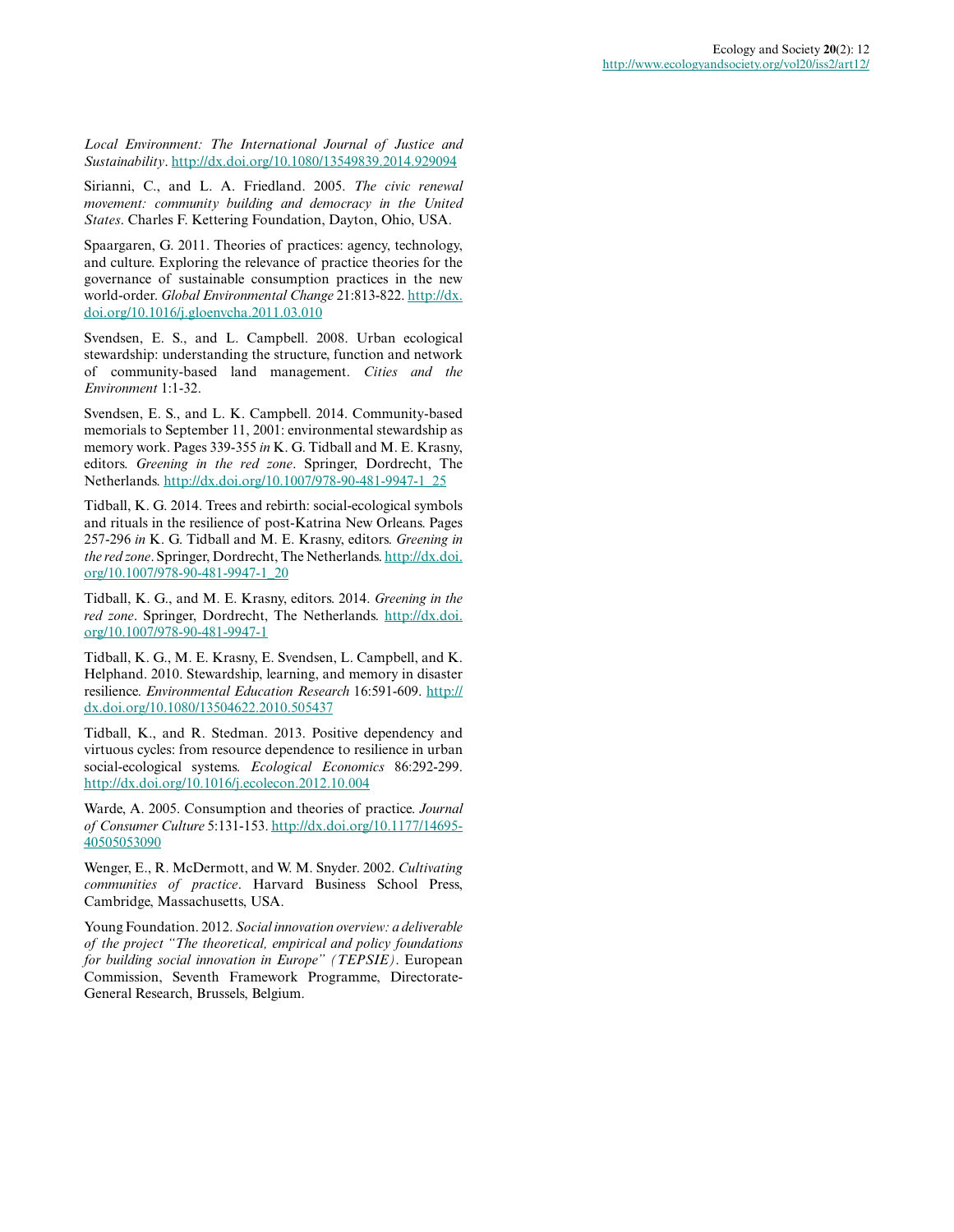*Local Environment: The International Journal of Justice and Sustainability*. http://dx.doi.org/10.1080/13549839.2014.929094

Sirianni, C., and L. A. Friedland. 2005. *The civic renewal movement: community building and democracy in the United States*. Charles F. Kettering Foundation, Dayton, Ohio, USA.

Spaargaren, G. 2011. Theories of practices: agency, technology, and culture. Exploring the relevance of practice theories for the governance of sustainable consumption practices in the new world-order. *Global Environmental Change* 21:813-822. http://dx.doi.org/10.1016/j.gloenvcha.2011.03.010

Svendsen, E. S., and L. Campbell. 2008. Urban ecological stewardship: understanding the structure, function and network of community-based land management. *Cities and the Environment* 1:1-32.

Svendsen, E. S., and L. K. Campbell. 2014. Community-based memorials to September 11, 2001: environmental stewardship as memory work. Pages 339-355 *in* K. G. Tidball and M. E. Krasny, editors. *Greening in the red zone*. Springer, Dordrecht, The Netherlands. http://dx.doi.org/10.1007/978-90-481-9947-1_25

Tidball, K. G. 2014. Trees and rebirth: social-ecological symbols and rituals in the resilience of post-Katrina New Orleans. Pages 257-296 *in* K. G. Tidball and M. E. Krasny, editors. *Greening in the red zone*. Springer, Dordrecht, The Netherlands. http://dx.doi.org/10.1007/978-90-481-9947-1_20

Tidball, K. G., and M. E. Krasny, editors. 2014. *Greening in the red zone*. Springer, Dordrecht, The Netherlands. http://dx.doi.org/10.1007/978-90-481-9947-1

Tidball, K. G., M. E. Krasny, E. Svendsen, L. Campbell, and K. Helphand. 2010. Stewardship, learning, and memory in disaster resilience. *Environmental Education Research* 16:591-609. http://dx.doi.org/10.1080/13504622.2010.505437

Tidball, K., and R. Stedman. 2013. Positive dependency and virtuous cycles: from resource dependence to resilience in urban social-ecological systems. *Ecological Economics* 86:292-299. http://dx.doi.org/10.1016/j.ecolecon.2012.10.004

Warde, A. 2005. Consumption and theories of practice. *Journal of Consumer Culture* 5:131-153. http://dx.doi.org/10.1177/1469540505053090

Wenger, E., R. McDermott, and W. M. Snyder. 2002. *Cultivating communities of practice*. Harvard Business School Press, Cambridge, Massachusetts, USA.

Young Foundation. 2012. *Social innovation overview: a deliverable of the project "The theoretical, empirical and policy foundations for building social innovation in Europe" (TEPSIE)*. European Commission, Seventh Framework Programme, Directorate-General Research, Brussels, Belgium.